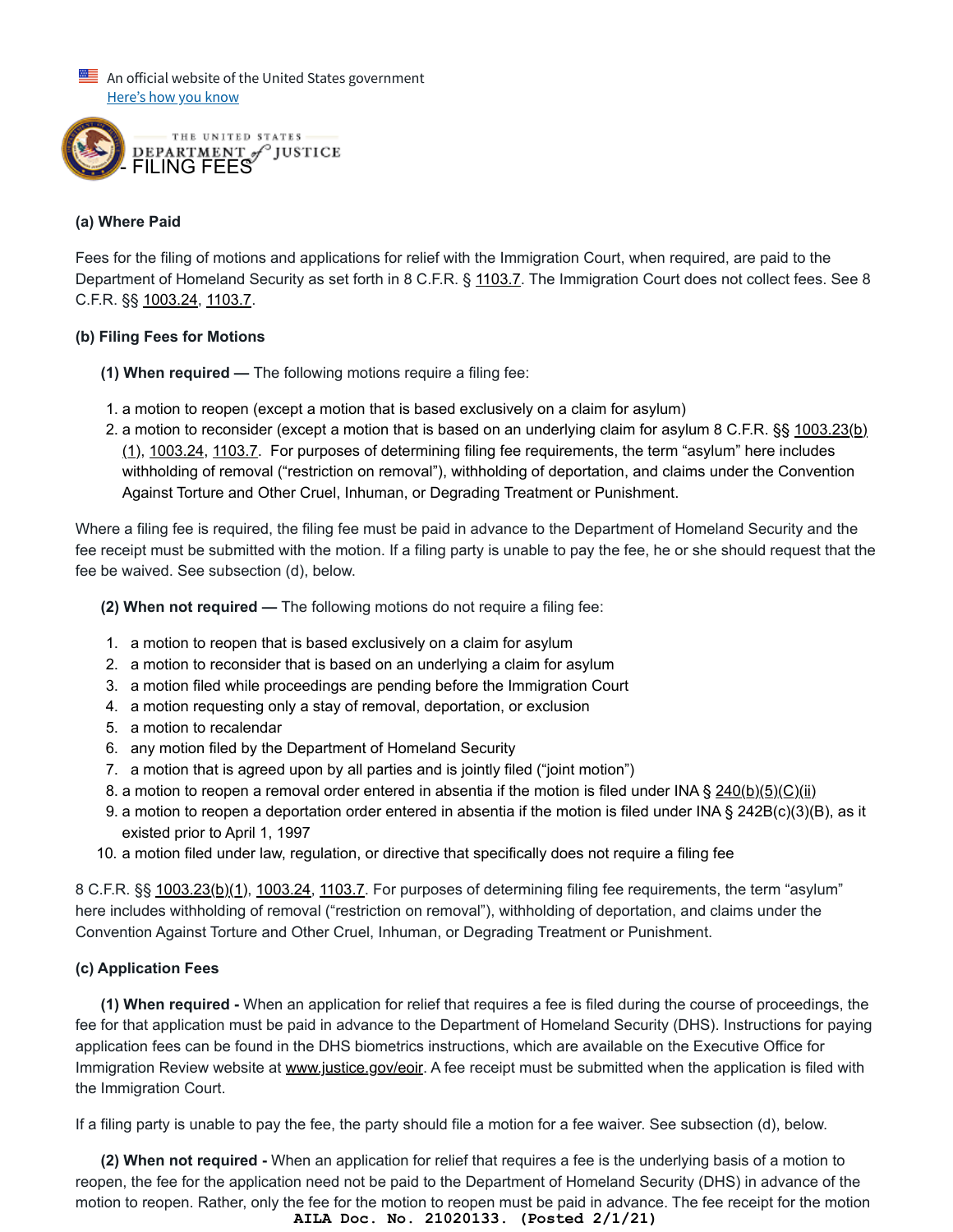An official website of the United States government
Here's how you know

THE UNITED STATES DEPARTMENT of JUSTICE

# - FILING FEES

**(a) Where Paid**

Fees for the filing of motions and applications for relief with the Immigration Court, when required, are paid to the Department of Homeland Security as set forth in 8 C.F.R. § 1103.7. The Immigration Court does not collect fees. See 8 C.F.R. §§ 1003.24, 1103.7.

**(b) Filing Fees for Motions**

**(1) When required —** The following motions require a filing fee:

1. a motion to reopen (except a motion that is based exclusively on a claim for asylum)
2. a motion to reconsider (except a motion that is based on an underlying claim for asylum 8 C.F.R. §§ 1003.23(b)(1), 1003.24, 1103.7. For purposes of determining filing fee requirements, the term "asylum" here includes withholding of removal ("restriction on removal"), withholding of deportation, and claims under the Convention Against Torture and Other Cruel, Inhuman, or Degrading Treatment or Punishment.

Where a filing fee is required, the filing fee must be paid in advance to the Department of Homeland Security and the fee receipt must be submitted with the motion. If a filing party is unable to pay the fee, he or she should request that the fee be waived. See subsection (d), below.

**(2) When not required —** The following motions do not require a filing fee:

1. a motion to reopen that is based exclusively on a claim for asylum
2. a motion to reconsider that is based on an underlying a claim for asylum
3. a motion filed while proceedings are pending before the Immigration Court
4. a motion requesting only a stay of removal, deportation, or exclusion
5. a motion to recalendar
6. any motion filed by the Department of Homeland Security
7. a motion that is agreed upon by all parties and is jointly filed ("joint motion")
8. a motion to reopen a removal order entered in absentia if the motion is filed under INA § 240(b)(5)(C)(ii)
9. a motion to reopen a deportation order entered in absentia if the motion is filed under INA § 242B(c)(3)(B), as it existed prior to April 1, 1997
10. a motion filed under law, regulation, or directive that specifically does not require a filing fee

8 C.F.R. §§ 1003.23(b)(1), 1003.24, 1103.7. For purposes of determining filing fee requirements, the term "asylum" here includes withholding of removal ("restriction on removal"), withholding of deportation, and claims under the Convention Against Torture and Other Cruel, Inhuman, or Degrading Treatment or Punishment.

**(c) Application Fees**

**(1) When required -** When an application for relief that requires a fee is filed during the course of proceedings, the fee for that application must be paid in advance to the Department of Homeland Security (DHS). Instructions for paying application fees can be found in the DHS biometrics instructions, which are available on the Executive Office for Immigration Review website at www.justice.gov/eoir. A fee receipt must be submitted when the application is filed with the Immigration Court.

If a filing party is unable to pay the fee, the party should file a motion for a fee waiver. See subsection (d), below.

**(2) When not required -** When an application for relief that requires a fee is the underlying basis of a motion to reopen, the fee for the application need not be paid to the Department of Homeland Security (DHS) in advance of the motion to reopen. Rather, only the fee for the motion to reopen must be paid in advance. The fee receipt for the motion

AILA Doc. No. 21020133. (Posted 2/1/21)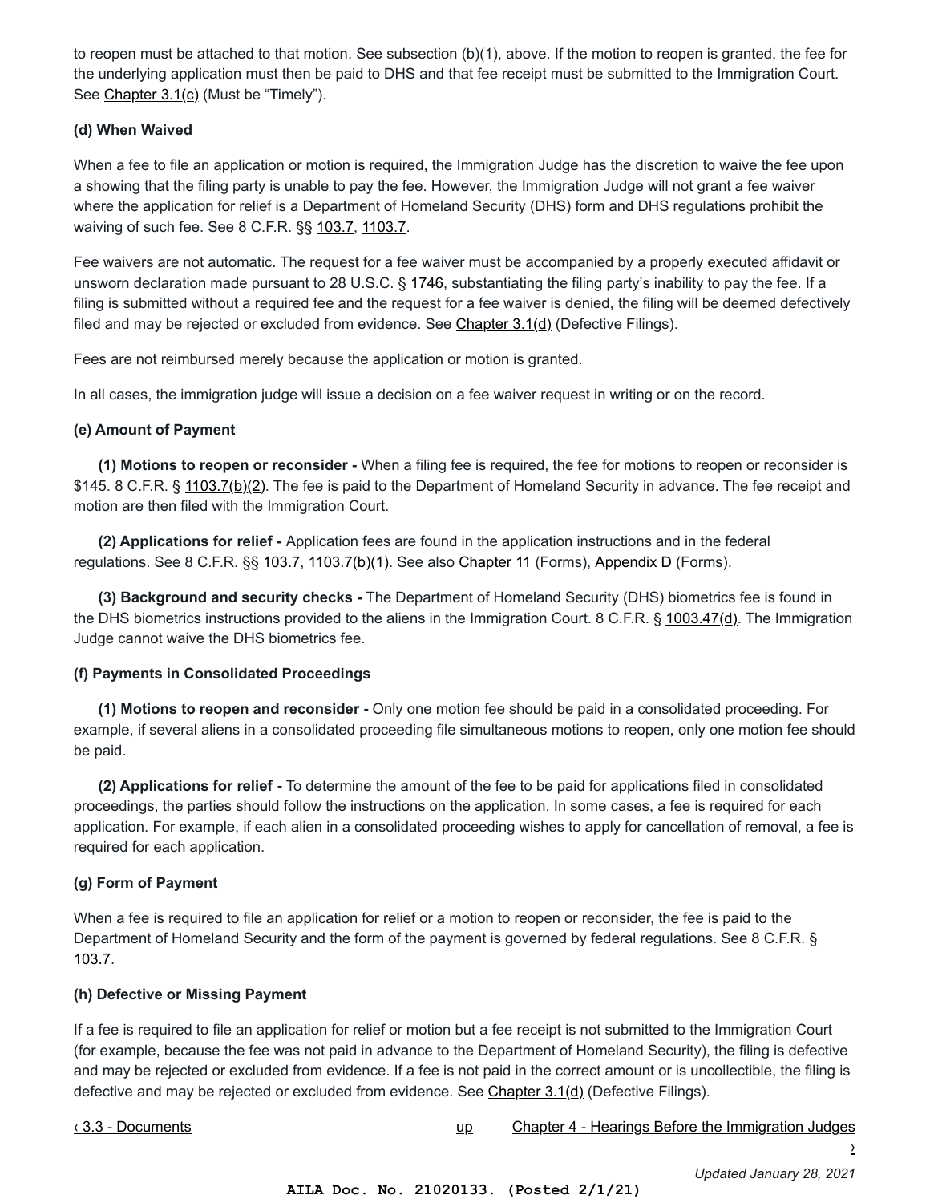to reopen must be attached to that motion. See subsection (b)(1), above. If the motion to reopen is granted, the fee for the underlying application must then be paid to DHS and that fee receipt must be submitted to the Immigration Court. See Chapter 3.1(c) (Must be "Timely").

**(d) When Waived**

When a fee to file an application or motion is required, the Immigration Judge has the discretion to waive the fee upon a showing that the filing party is unable to pay the fee. However, the Immigration Judge will not grant a fee waiver where the application for relief is a Department of Homeland Security (DHS) form and DHS regulations prohibit the waiving of such fee. See 8 C.F.R. §§ 103.7, 1103.7.

Fee waivers are not automatic. The request for a fee waiver must be accompanied by a properly executed affidavit or unsworn declaration made pursuant to 28 U.S.C. § 1746, substantiating the filing party's inability to pay the fee. If a filing is submitted without a required fee and the request for a fee waiver is denied, the filing will be deemed defectively filed and may be rejected or excluded from evidence. See Chapter 3.1(d) (Defective Filings).

Fees are not reimbursed merely because the application or motion is granted.

In all cases, the immigration judge will issue a decision on a fee waiver request in writing or on the record.

**(e) Amount of Payment**

**(1) Motions to reopen or reconsider -** When a filing fee is required, the fee for motions to reopen or reconsider is $145. 8 C.F.R. § 1103.7(b)(2). The fee is paid to the Department of Homeland Security in advance. The fee receipt and motion are then filed with the Immigration Court.

**(2) Applications for relief -** Application fees are found in the application instructions and in the federal regulations. See 8 C.F.R. §§ 103.7, 1103.7(b)(1). See also Chapter 11 (Forms), Appendix D (Forms).

**(3) Background and security checks -** The Department of Homeland Security (DHS) biometrics fee is found in the DHS biometrics instructions provided to the aliens in the Immigration Court. 8 C.F.R. § 1003.47(d). The Immigration Judge cannot waive the DHS biometrics fee.

**(f) Payments in Consolidated Proceedings**

**(1) Motions to reopen and reconsider -** Only one motion fee should be paid in a consolidated proceeding. For example, if several aliens in a consolidated proceeding file simultaneous motions to reopen, only one motion fee should be paid.

**(2) Applications for relief -** To determine the amount of the fee to be paid for applications filed in consolidated proceedings, the parties should follow the instructions on the application. In some cases, a fee is required for each application. For example, if each alien in a consolidated proceeding wishes to apply for cancellation of removal, a fee is required for each application.

**(g) Form of Payment**

When a fee is required to file an application for relief or a motion to reopen or reconsider, the fee is paid to the Department of Homeland Security and the form of the payment is governed by federal regulations. See 8 C.F.R. § 103.7.

**(h) Defective or Missing Payment**

If a fee is required to file an application for relief or motion but a fee receipt is not submitted to the Immigration Court (for example, because the fee was not paid in advance to the Department of Homeland Security), the filing is defective and may be rejected or excluded from evidence. If a fee is not paid in the correct amount or is uncollectible, the filing is defective and may be rejected or excluded from evidence. See Chapter 3.1(d) (Defective Filings).

‹ 3.3 - Documents up Chapter 4 - Hearings Before the Immigration Judges ›

Updated January 28, 2021